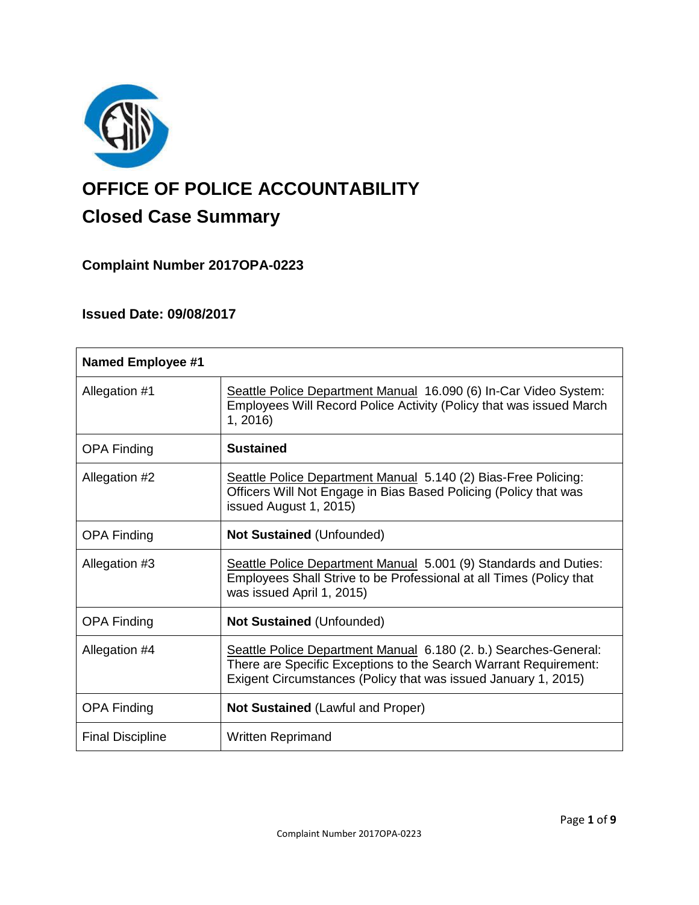# OFFICE OF POLICE ACCOUNTABILITY

## Closed Case Summary

### Complaint Number 2017OPA-0223

### Issued Date: 09/08/2017

| **Named Employee #1** | |
|---|---|
| Allegation #1 | Seattle Police Department Manual 16.090 (6) In-Car Video System: Employees Will Record Police Activity (Policy that was issued March 1, 2016) |
| OPA Finding | **Sustained** |
| Allegation #2 | Seattle Police Department Manual 5.140 (2) Bias-Free Policing: Officers Will Not Engage in Bias Based Policing (Policy that was issued August 1, 2015) |
| OPA Finding | **Not Sustained** (Unfounded) |
| Allegation #3 | Seattle Police Department Manual 5.001 (9) Standards and Duties: Employees Shall Strive to be Professional at all Times (Policy that was issued April 1, 2015) |
| OPA Finding | **Not Sustained** (Unfounded) |
| Allegation #4 | Seattle Police Department Manual 6.180 (2. b.) Searches-General: There are Specific Exceptions to the Search Warrant Requirement: Exigent Circumstances (Policy that was issued January 1, 2015) |
| OPA Finding | **Not Sustained** (Lawful and Proper) |
| Final Discipline | Written Reprimand |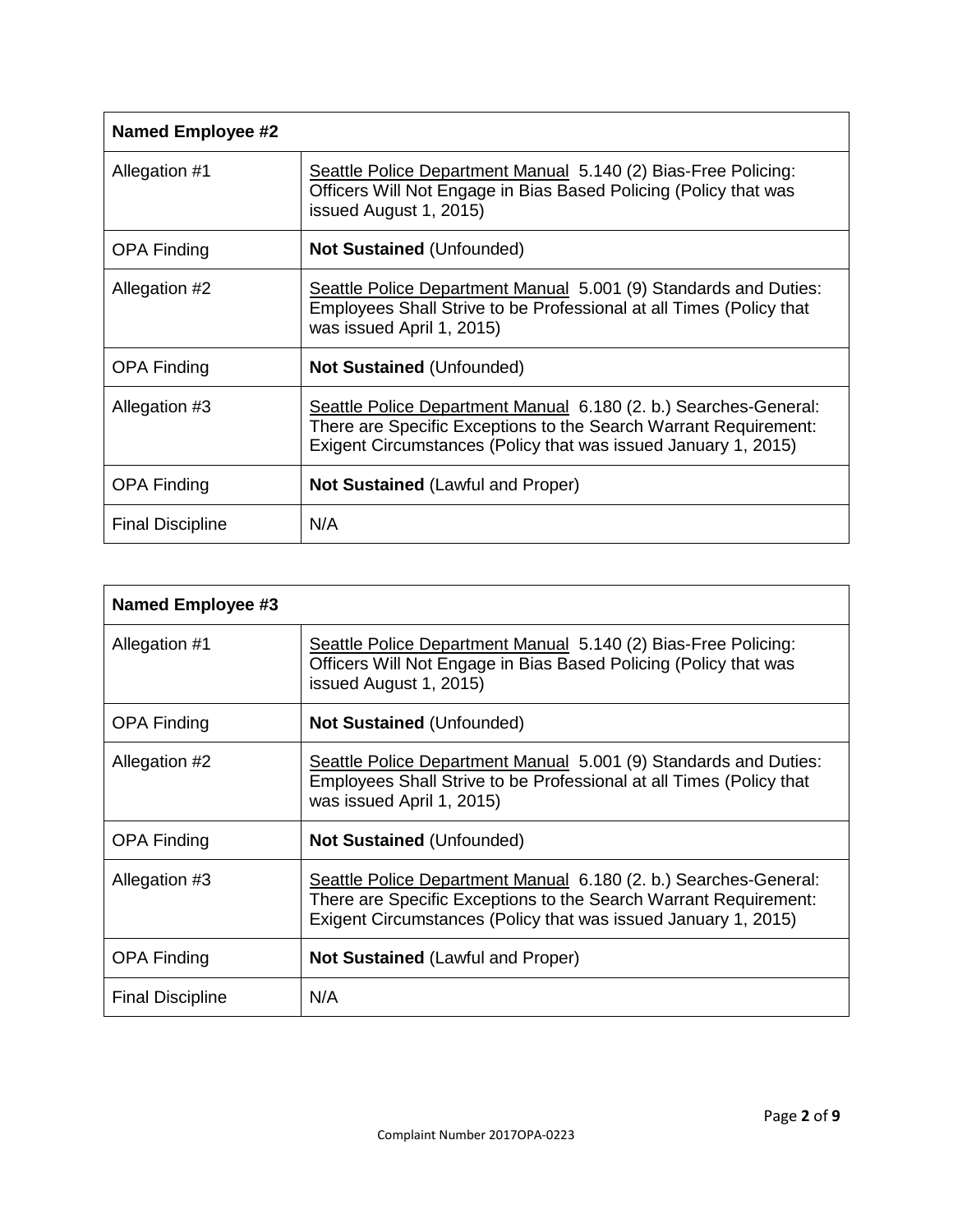| Named Employee #2 | |
|---|---|
| Allegation #1 | Seattle Police Department Manual 5.140 (2) Bias-Free Policing: Officers Will Not Engage in Bias Based Policing (Policy that was issued August 1, 2015) |
| OPA Finding | **Not Sustained** (Unfounded) |
| Allegation #2 | Seattle Police Department Manual 5.001 (9) Standards and Duties: Employees Shall Strive to be Professional at all Times (Policy that was issued April 1, 2015) |
| OPA Finding | **Not Sustained** (Unfounded) |
| Allegation #3 | Seattle Police Department Manual 6.180 (2. b.) Searches-General: There are Specific Exceptions to the Search Warrant Requirement: Exigent Circumstances (Policy that was issued January 1, 2015) |
| OPA Finding | **Not Sustained** (Lawful and Proper) |
| Final Discipline | N/A |

| Named Employee #3 | |
|---|---|
| Allegation #1 | Seattle Police Department Manual 5.140 (2) Bias-Free Policing: Officers Will Not Engage in Bias Based Policing (Policy that was issued August 1, 2015) |
| OPA Finding | **Not Sustained** (Unfounded) |
| Allegation #2 | Seattle Police Department Manual 5.001 (9) Standards and Duties: Employees Shall Strive to be Professional at all Times (Policy that was issued April 1, 2015) |
| OPA Finding | **Not Sustained** (Unfounded) |
| Allegation #3 | Seattle Police Department Manual 6.180 (2. b.) Searches-General: There are Specific Exceptions to the Search Warrant Requirement: Exigent Circumstances (Policy that was issued January 1, 2015) |
| OPA Finding | **Not Sustained** (Lawful and Proper) |
| Final Discipline | N/A |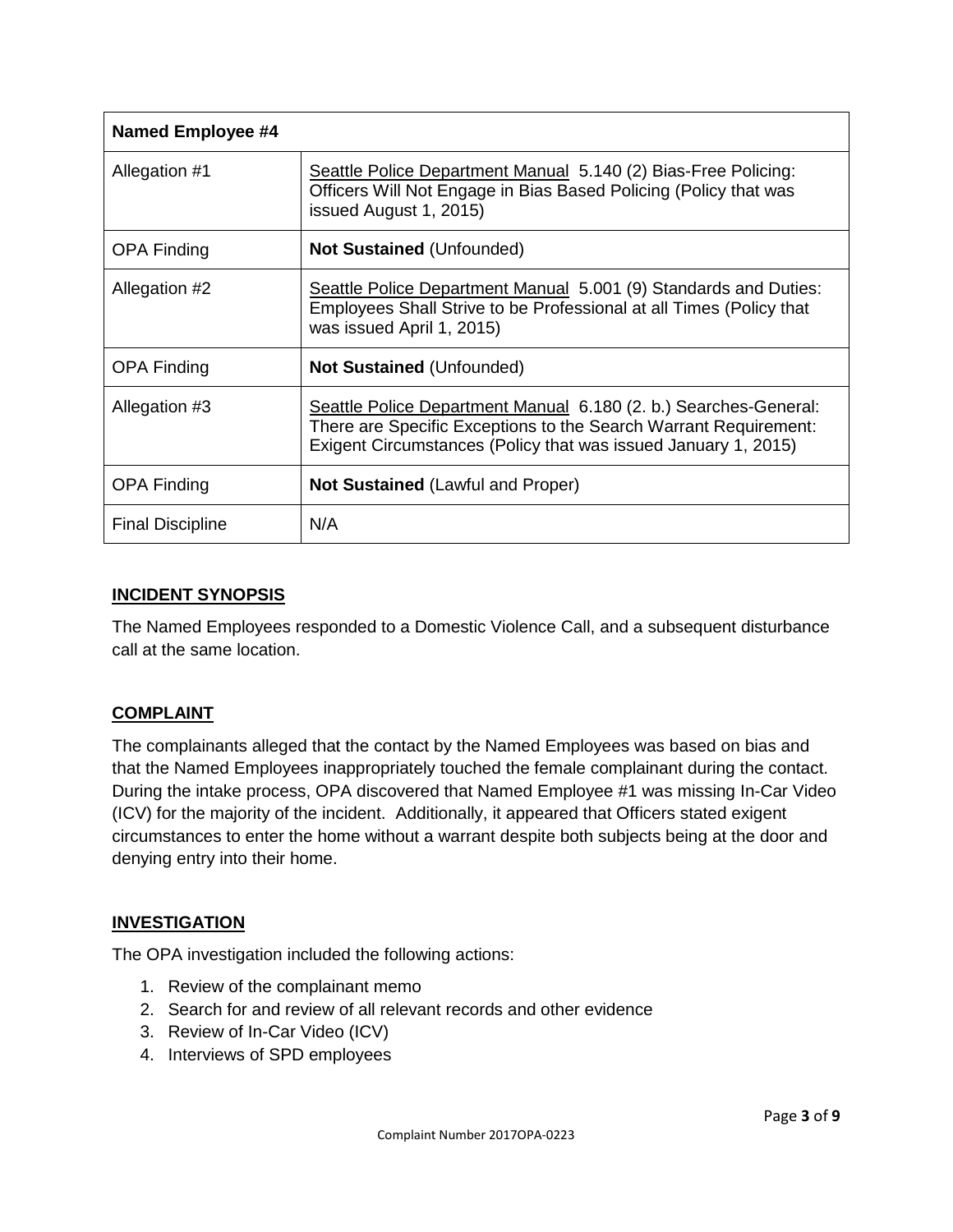| Named Employee #4 | |
|---|---|
| Allegation #1 | Seattle Police Department Manual 5.140 (2) Bias-Free Policing: Officers Will Not Engage in Bias Based Policing (Policy that was issued August 1, 2015) |
| OPA Finding | **Not Sustained** (Unfounded) |
| Allegation #2 | Seattle Police Department Manual 5.001 (9) Standards and Duties: Employees Shall Strive to be Professional at all Times (Policy that was issued April 1, 2015) |
| OPA Finding | **Not Sustained** (Unfounded) |
| Allegation #3 | Seattle Police Department Manual 6.180 (2. b.) Searches-General: There are Specific Exceptions to the Search Warrant Requirement: Exigent Circumstances (Policy that was issued January 1, 2015) |
| OPA Finding | **Not Sustained** (Lawful and Proper) |
| Final Discipline | N/A |

## INCIDENT SYNOPSIS

The Named Employees responded to a Domestic Violence Call, and a subsequent disturbance call at the same location.

## COMPLAINT

The complainants alleged that the contact by the Named Employees was based on bias and that the Named Employees inappropriately touched the female complainant during the contact. During the intake process, OPA discovered that Named Employee #1 was missing In-Car Video (ICV) for the majority of the incident. Additionally, it appeared that Officers stated exigent circumstances to enter the home without a warrant despite both subjects being at the door and denying entry into their home.

## INVESTIGATION

The OPA investigation included the following actions:

1. Review of the complainant memo
2. Search for and review of all relevant records and other evidence
3. Review of In-Car Video (ICV)
4. Interviews of SPD employees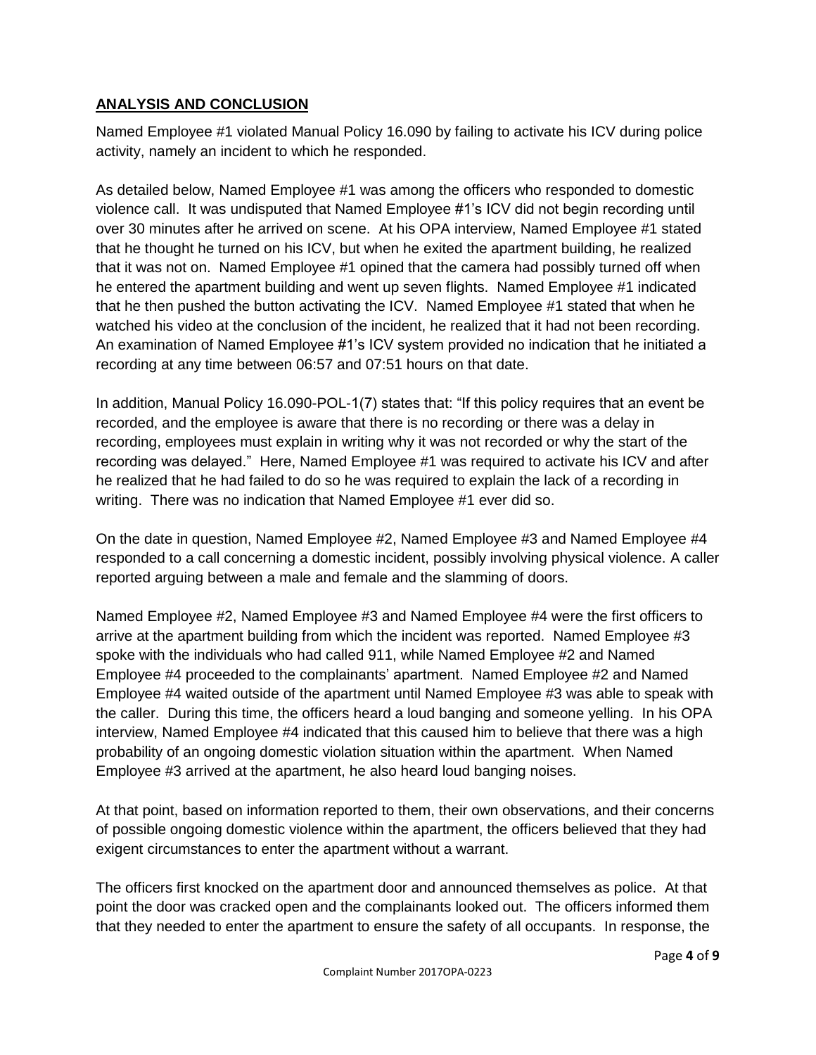## ANALYSIS AND CONCLUSION

Named Employee #1 violated Manual Policy 16.090 by failing to activate his ICV during police activity, namely an incident to which he responded.

As detailed below, Named Employee #1 was among the officers who responded to domestic violence call. It was undisputed that Named Employee #1's ICV did not begin recording until over 30 minutes after he arrived on scene. At his OPA interview, Named Employee #1 stated that he thought he turned on his ICV, but when he exited the apartment building, he realized that it was not on. Named Employee #1 opined that the camera had possibly turned off when he entered the apartment building and went up seven flights. Named Employee #1 indicated that he then pushed the button activating the ICV. Named Employee #1 stated that when he watched his video at the conclusion of the incident, he realized that it had not been recording. An examination of Named Employee #1's ICV system provided no indication that he initiated a recording at any time between 06:57 and 07:51 hours on that date.

In addition, Manual Policy 16.090-POL-1(7) states that: "If this policy requires that an event be recorded, and the employee is aware that there is no recording or there was a delay in recording, employees must explain in writing why it was not recorded or why the start of the recording was delayed." Here, Named Employee #1 was required to activate his ICV and after he realized that he had failed to do so he was required to explain the lack of a recording in writing. There was no indication that Named Employee #1 ever did so.

On the date in question, Named Employee #2, Named Employee #3 and Named Employee #4 responded to a call concerning a domestic incident, possibly involving physical violence. A caller reported arguing between a male and female and the slamming of doors.

Named Employee #2, Named Employee #3 and Named Employee #4 were the first officers to arrive at the apartment building from which the incident was reported. Named Employee #3 spoke with the individuals who had called 911, while Named Employee #2 and Named Employee #4 proceeded to the complainants' apartment. Named Employee #2 and Named Employee #4 waited outside of the apartment until Named Employee #3 was able to speak with the caller. During this time, the officers heard a loud banging and someone yelling. In his OPA interview, Named Employee #4 indicated that this caused him to believe that there was a high probability of an ongoing domestic violation situation within the apartment. When Named Employee #3 arrived at the apartment, he also heard loud banging noises.

At that point, based on information reported to them, their own observations, and their concerns of possible ongoing domestic violence within the apartment, the officers believed that they had exigent circumstances to enter the apartment without a warrant.

The officers first knocked on the apartment door and announced themselves as police. At that point the door was cracked open and the complainants looked out. The officers informed them that they needed to enter the apartment to ensure the safety of all occupants. In response, the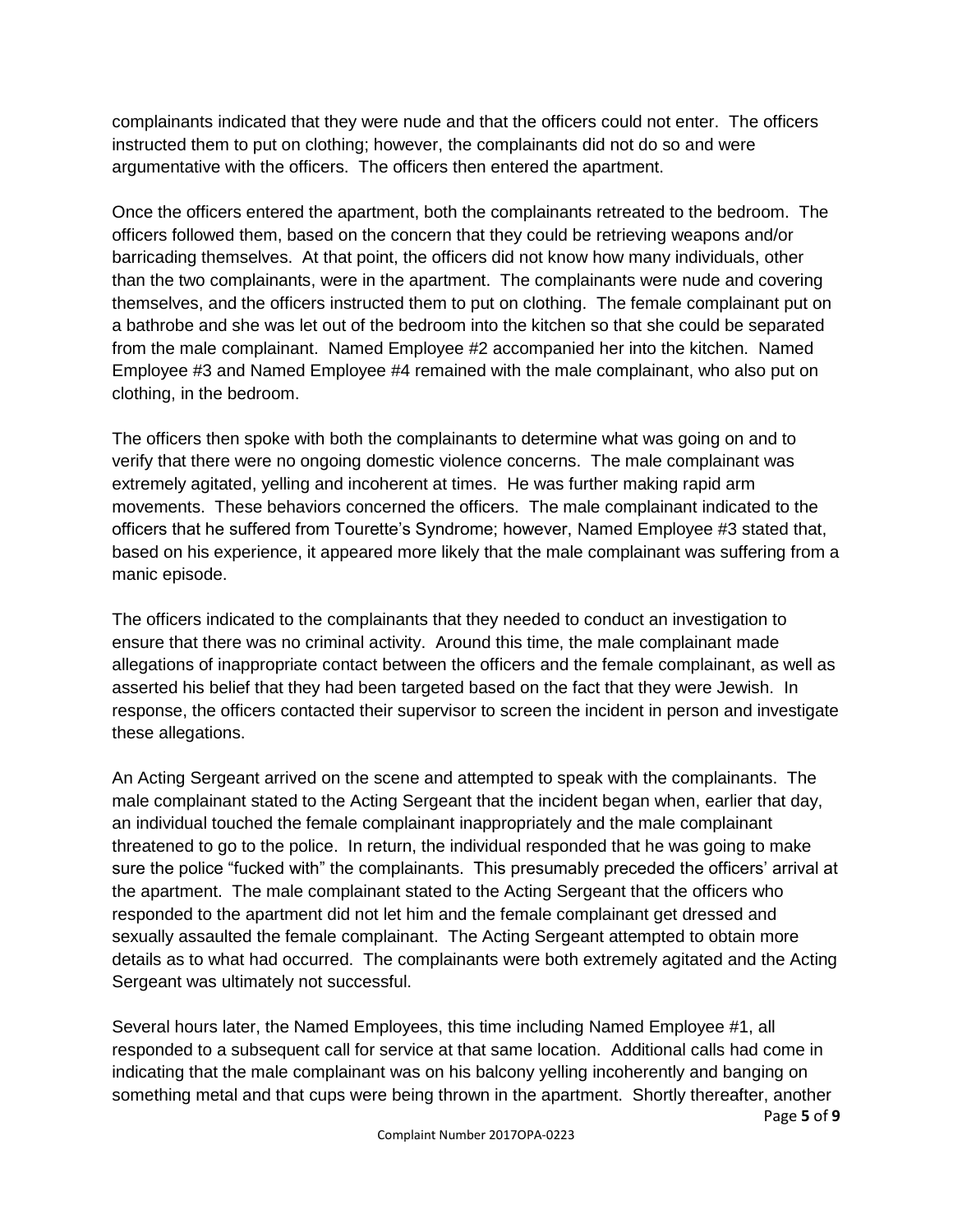complainants indicated that they were nude and that the officers could not enter. The officers instructed them to put on clothing; however, the complainants did not do so and were argumentative with the officers. The officers then entered the apartment.

Once the officers entered the apartment, both the complainants retreated to the bedroom. The officers followed them, based on the concern that they could be retrieving weapons and/or barricading themselves. At that point, the officers did not know how many individuals, other than the two complainants, were in the apartment. The complainants were nude and covering themselves, and the officers instructed them to put on clothing. The female complainant put on a bathrobe and she was let out of the bedroom into the kitchen so that she could be separated from the male complainant. Named Employee #2 accompanied her into the kitchen. Named Employee #3 and Named Employee #4 remained with the male complainant, who also put on clothing, in the bedroom.

The officers then spoke with both the complainants to determine what was going on and to verify that there were no ongoing domestic violence concerns. The male complainant was extremely agitated, yelling and incoherent at times. He was further making rapid arm movements. These behaviors concerned the officers. The male complainant indicated to the officers that he suffered from Tourette's Syndrome; however, Named Employee #3 stated that, based on his experience, it appeared more likely that the male complainant was suffering from a manic episode.

The officers indicated to the complainants that they needed to conduct an investigation to ensure that there was no criminal activity. Around this time, the male complainant made allegations of inappropriate contact between the officers and the female complainant, as well as asserted his belief that they had been targeted based on the fact that they were Jewish. In response, the officers contacted their supervisor to screen the incident in person and investigate these allegations.

An Acting Sergeant arrived on the scene and attempted to speak with the complainants. The male complainant stated to the Acting Sergeant that the incident began when, earlier that day, an individual touched the female complainant inappropriately and the male complainant threatened to go to the police. In return, the individual responded that he was going to make sure the police "fucked with" the complainants. This presumably preceded the officers' arrival at the apartment. The male complainant stated to the Acting Sergeant that the officers who responded to the apartment did not let him and the female complainant get dressed and sexually assaulted the female complainant. The Acting Sergeant attempted to obtain more details as to what had occurred. The complainants were both extremely agitated and the Acting Sergeant was ultimately not successful.

Several hours later, the Named Employees, this time including Named Employee #1, all responded to a subsequent call for service at that same location. Additional calls had come in indicating that the male complainant was on his balcony yelling incoherently and banging on something metal and that cups were being thrown in the apartment. Shortly thereafter, another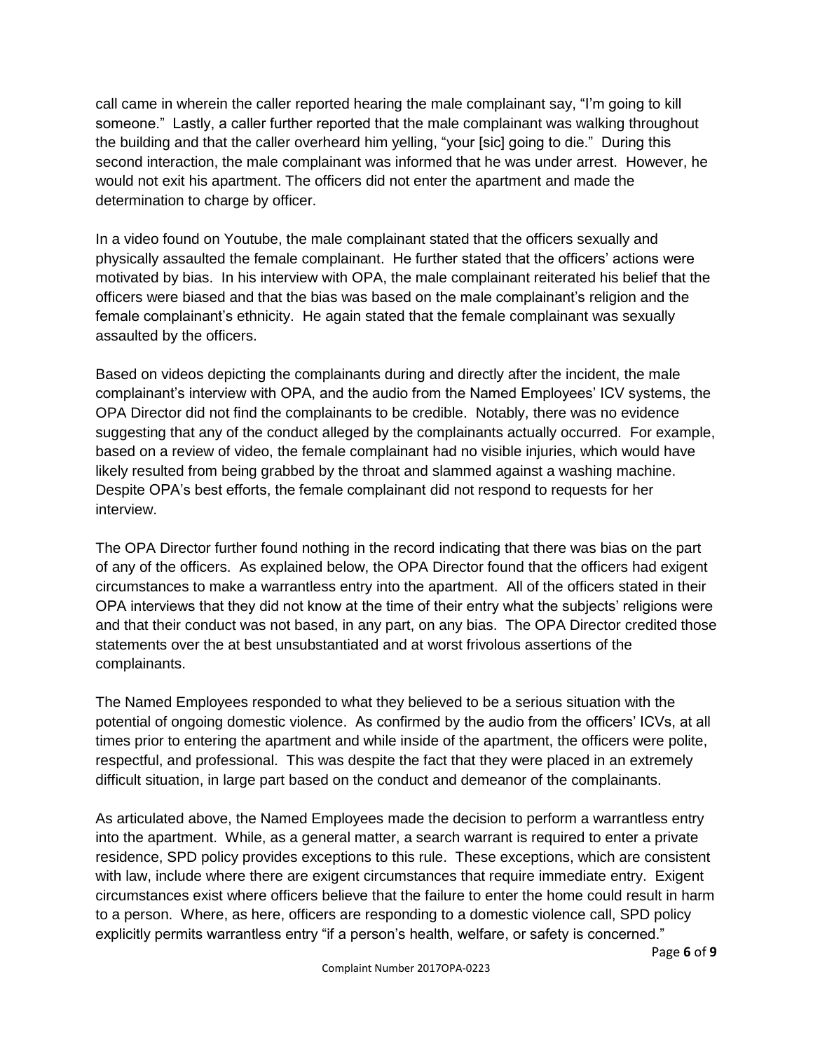call came in wherein the caller reported hearing the male complainant say, "I'm going to kill someone." Lastly, a caller further reported that the male complainant was walking throughout the building and that the caller overheard him yelling, "your [sic] going to die." During this second interaction, the male complainant was informed that he was under arrest. However, he would not exit his apartment. The officers did not enter the apartment and made the determination to charge by officer.

In a video found on Youtube, the male complainant stated that the officers sexually and physically assaulted the female complainant. He further stated that the officers' actions were motivated by bias. In his interview with OPA, the male complainant reiterated his belief that the officers were biased and that the bias was based on the male complainant's religion and the female complainant's ethnicity. He again stated that the female complainant was sexually assaulted by the officers.

Based on videos depicting the complainants during and directly after the incident, the male complainant's interview with OPA, and the audio from the Named Employees' ICV systems, the OPA Director did not find the complainants to be credible. Notably, there was no evidence suggesting that any of the conduct alleged by the complainants actually occurred. For example, based on a review of video, the female complainant had no visible injuries, which would have likely resulted from being grabbed by the throat and slammed against a washing machine. Despite OPA's best efforts, the female complainant did not respond to requests for her interview.

The OPA Director further found nothing in the record indicating that there was bias on the part of any of the officers. As explained below, the OPA Director found that the officers had exigent circumstances to make a warrantless entry into the apartment. All of the officers stated in their OPA interviews that they did not know at the time of their entry what the subjects' religions were and that their conduct was not based, in any part, on any bias. The OPA Director credited those statements over the at best unsubstantiated and at worst frivolous assertions of the complainants.

The Named Employees responded to what they believed to be a serious situation with the potential of ongoing domestic violence. As confirmed by the audio from the officers' ICVs, at all times prior to entering the apartment and while inside of the apartment, the officers were polite, respectful, and professional. This was despite the fact that they were placed in an extremely difficult situation, in large part based on the conduct and demeanor of the complainants.

As articulated above, the Named Employees made the decision to perform a warrantless entry into the apartment. While, as a general matter, a search warrant is required to enter a private residence, SPD policy provides exceptions to this rule. These exceptions, which are consistent with law, include where there are exigent circumstances that require immediate entry. Exigent circumstances exist where officers believe that the failure to enter the home could result in harm to a person. Where, as here, officers are responding to a domestic violence call, SPD policy explicitly permits warrantless entry "if a person's health, welfare, or safety is concerned."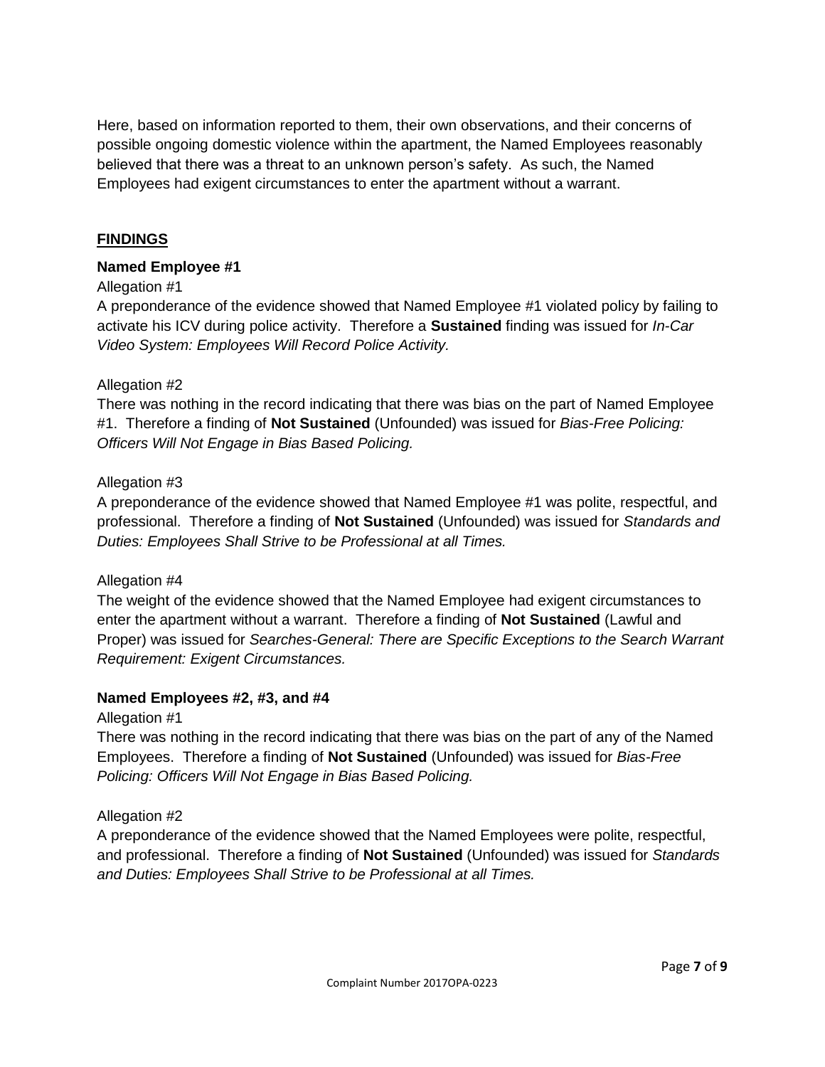Here, based on information reported to them, their own observations, and their concerns of possible ongoing domestic violence within the apartment, the Named Employees reasonably believed that there was a threat to an unknown person's safety. As such, the Named Employees had exigent circumstances to enter the apartment without a warrant.

## FINDINGS

### Named Employee #1

Allegation #1

A preponderance of the evidence showed that Named Employee #1 violated policy by failing to activate his ICV during police activity. Therefore a **Sustained** finding was issued for *In-Car Video System: Employees Will Record Police Activity.*

Allegation #2

There was nothing in the record indicating that there was bias on the part of Named Employee #1. Therefore a finding of **Not Sustained** (Unfounded) was issued for *Bias-Free Policing: Officers Will Not Engage in Bias Based Policing.*

Allegation #3

A preponderance of the evidence showed that Named Employee #1 was polite, respectful, and professional. Therefore a finding of **Not Sustained** (Unfounded) was issued for *Standards and Duties: Employees Shall Strive to be Professional at all Times.*

Allegation #4

The weight of the evidence showed that the Named Employee had exigent circumstances to enter the apartment without a warrant. Therefore a finding of **Not Sustained** (Lawful and Proper) was issued for *Searches-General: There are Specific Exceptions to the Search Warrant Requirement: Exigent Circumstances.*

### Named Employees #2, #3, and #4

Allegation #1

There was nothing in the record indicating that there was bias on the part of any of the Named Employees. Therefore a finding of **Not Sustained** (Unfounded) was issued for *Bias-Free Policing: Officers Will Not Engage in Bias Based Policing.*

Allegation #2

A preponderance of the evidence showed that the Named Employees were polite, respectful, and professional. Therefore a finding of **Not Sustained** (Unfounded) was issued for *Standards and Duties: Employees Shall Strive to be Professional at all Times.*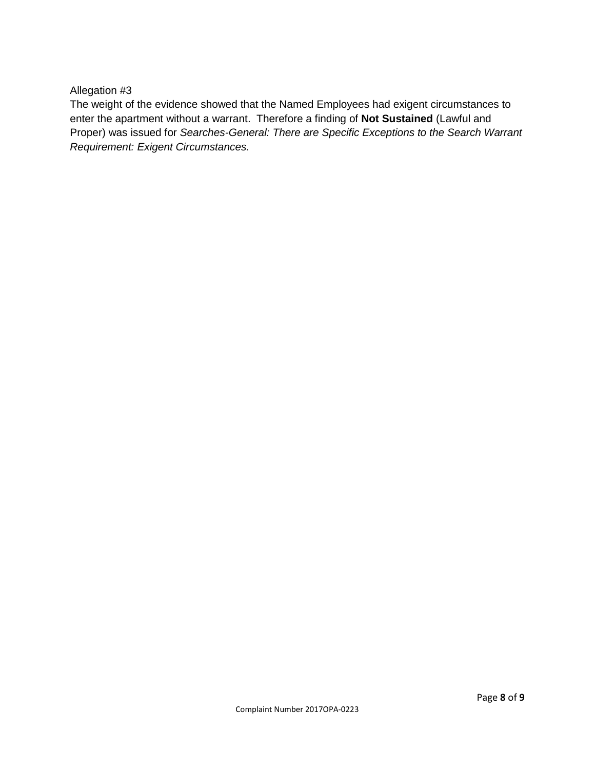Allegation #3

The weight of the evidence showed that the Named Employees had exigent circumstances to enter the apartment without a warrant. Therefore a finding of **Not Sustained** (Lawful and Proper) was issued for *Searches-General: There are Specific Exceptions to the Search Warrant Requirement: Exigent Circumstances.*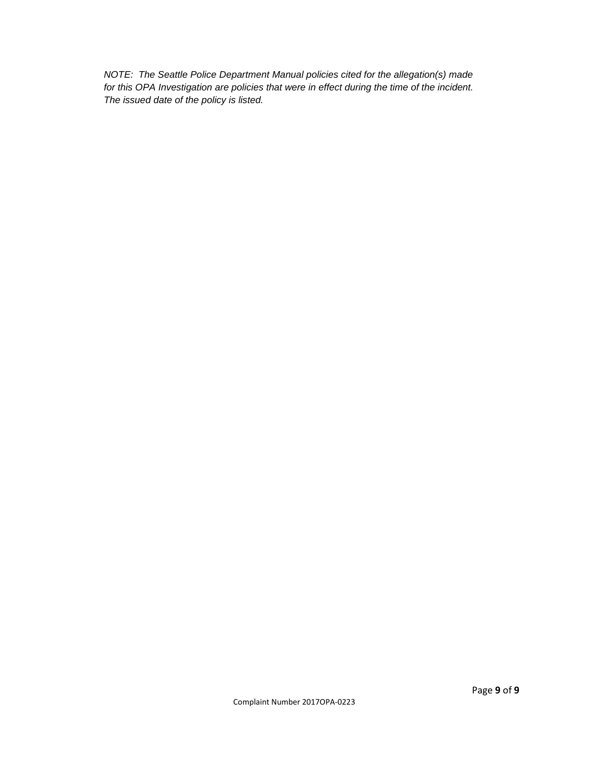*NOTE: The Seattle Police Department Manual policies cited for the allegation(s) made for this OPA Investigation are policies that were in effect during the time of the incident. The issued date of the policy is listed.*